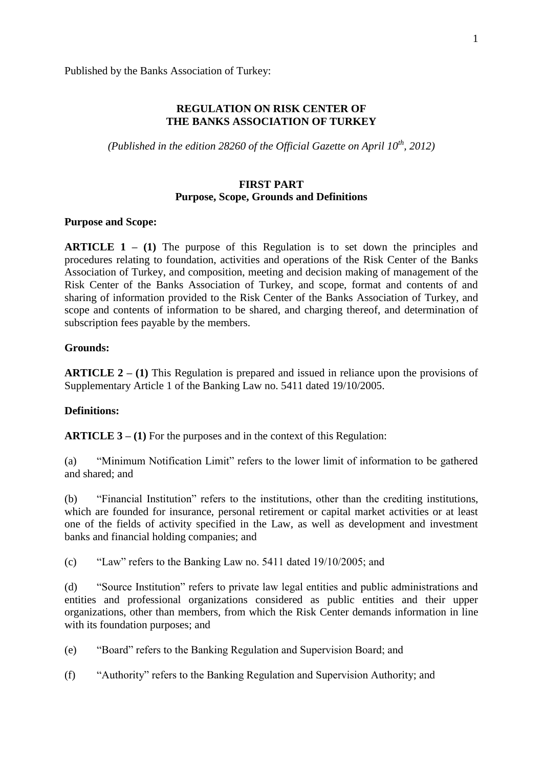Published by the Banks Association of Turkey:

# REGULATION ON RISK CENTER OF THE BANKS ASSOCIATION OF TURKEY

*(Published in the edition 28260 of the Official Gazette on April 10th, 2012)*

## FIRST PART
## Purpose, Scope, Grounds and Definitions

**Purpose and Scope:**

**ARTICLE 1 – (1)** The purpose of this Regulation is to set down the principles and procedures relating to foundation, activities and operations of the Risk Center of the Banks Association of Turkey, and composition, meeting and decision making of management of the Risk Center of the Banks Association of Turkey, and scope, format and contents of and sharing of information provided to the Risk Center of the Banks Association of Turkey, and scope and contents of information to be shared, and charging thereof, and determination of subscription fees payable by the members.

**Grounds:**

**ARTICLE 2 – (1)** This Regulation is prepared and issued in reliance upon the provisions of Supplementary Article 1 of the Banking Law no. 5411 dated 19/10/2005.

**Definitions:**

**ARTICLE 3 – (1)** For the purposes and in the context of this Regulation:

(a) "Minimum Notification Limit" refers to the lower limit of information to be gathered and shared; and

(b) "Financial Institution" refers to the institutions, other than the crediting institutions, which are founded for insurance, personal retirement or capital market activities or at least one of the fields of activity specified in the Law, as well as development and investment banks and financial holding companies; and

(c) "Law" refers to the Banking Law no. 5411 dated 19/10/2005; and

(d) "Source Institution" refers to private law legal entities and public administrations and entities and professional organizations considered as public entities and their upper organizations, other than members, from which the Risk Center demands information in line with its foundation purposes; and

(e) "Board" refers to the Banking Regulation and Supervision Board; and

(f) "Authority" refers to the Banking Regulation and Supervision Authority; and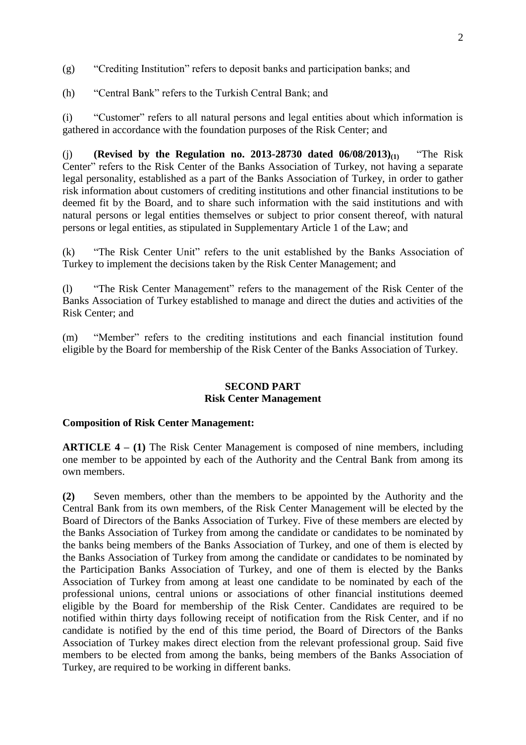(g) “Crediting Institution” refers to deposit banks and participation banks; and

(h) “Central Bank” refers to the Turkish Central Bank; and

(i) “Customer” refers to all natural persons and legal entities about which information is gathered in accordance with the foundation purposes of the Risk Center; and

(j) **(Revised by the Regulation no. 2013-28730 dated 06/08/2013)(1)** “The Risk Center” refers to the Risk Center of the Banks Association of Turkey, not having a separate legal personality, established as a part of the Banks Association of Turkey, in order to gather risk information about customers of crediting institutions and other financial institutions to be deemed fit by the Board, and to share such information with the said institutions and with natural persons or legal entities themselves or subject to prior consent thereof, with natural persons or legal entities, as stipulated in Supplementary Article 1 of the Law; and

(k) “The Risk Center Unit” refers to the unit established by the Banks Association of Turkey to implement the decisions taken by the Risk Center Management; and

(l) “The Risk Center Management” refers to the management of the Risk Center of the Banks Association of Turkey established to manage and direct the duties and activities of the Risk Center; and

(m) “Member” refers to the crediting institutions and each financial institution found eligible by the Board for membership of the Risk Center of the Banks Association of Turkey.

## SECOND PART
## Risk Center Management

**Composition of Risk Center Management:**

**ARTICLE 4 – (1)** The Risk Center Management is composed of nine members, including one member to be appointed by each of the Authority and the Central Bank from among its own members.

**(2)** Seven members, other than the members to be appointed by the Authority and the Central Bank from its own members, of the Risk Center Management will be elected by the Board of Directors of the Banks Association of Turkey. Five of these members are elected by the Banks Association of Turkey from among the candidate or candidates to be nominated by the banks being members of the Banks Association of Turkey, and one of them is elected by the Banks Association of Turkey from among the candidate or candidates to be nominated by the Participation Banks Association of Turkey, and one of them is elected by the Banks Association of Turkey from among at least one candidate to be nominated by each of the professional unions, central unions or associations of other financial institutions deemed eligible by the Board for membership of the Risk Center. Candidates are required to be notified within thirty days following receipt of notification from the Risk Center, and if no candidate is notified by the end of this time period, the Board of Directors of the Banks Association of Turkey makes direct election from the relevant professional group. Said five members to be elected from among the banks, being members of the Banks Association of Turkey, are required to be working in different banks.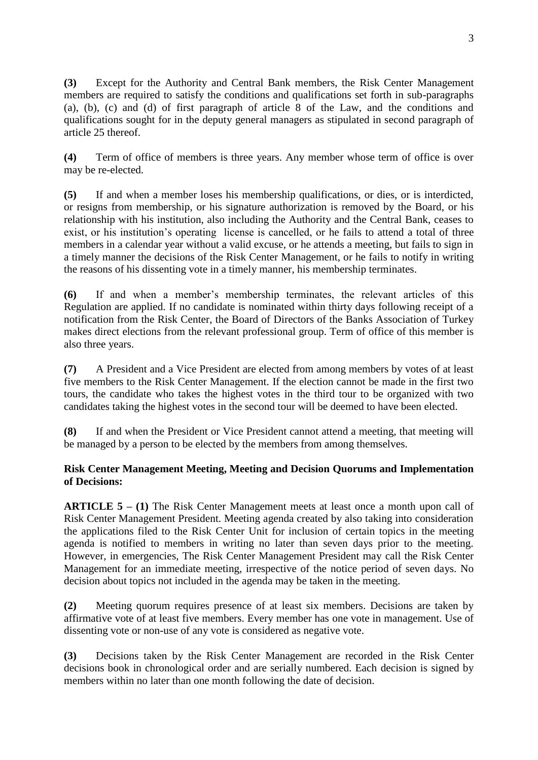**(3)** Except for the Authority and Central Bank members, the Risk Center Management members are required to satisfy the conditions and qualifications set forth in sub-paragraphs (a), (b), (c) and (d) of first paragraph of article 8 of the Law, and the conditions and qualifications sought for in the deputy general managers as stipulated in second paragraph of article 25 thereof.

**(4)** Term of office of members is three years. Any member whose term of office is over may be re-elected.

**(5)** If and when a member loses his membership qualifications, or dies, or is interdicted, or resigns from membership, or his signature authorization is removed by the Board, or his relationship with his institution, also including the Authority and the Central Bank, ceases to exist, or his institution's operating license is cancelled, or he fails to attend a total of three members in a calendar year without a valid excuse, or he attends a meeting, but fails to sign in a timely manner the decisions of the Risk Center Management, or he fails to notify in writing the reasons of his dissenting vote in a timely manner, his membership terminates.

**(6)** If and when a member's membership terminates, the relevant articles of this Regulation are applied. If no candidate is nominated within thirty days following receipt of a notification from the Risk Center, the Board of Directors of the Banks Association of Turkey makes direct elections from the relevant professional group. Term of office of this member is also three years.

**(7)** A President and a Vice President are elected from among members by votes of at least five members to the Risk Center Management. If the election cannot be made in the first two tours, the candidate who takes the highest votes in the third tour to be organized with two candidates taking the highest votes in the second tour will be deemed to have been elected.

**(8)** If and when the President or Vice President cannot attend a meeting, that meeting will be managed by a person to be elected by the members from among themselves.

**Risk Center Management Meeting, Meeting and Decision Quorums and Implementation of Decisions:**

**ARTICLE 5 – (1)** The Risk Center Management meets at least once a month upon call of Risk Center Management President. Meeting agenda created by also taking into consideration the applications filed to the Risk Center Unit for inclusion of certain topics in the meeting agenda is notified to members in writing no later than seven days prior to the meeting. However, in emergencies, The Risk Center Management President may call the Risk Center Management for an immediate meeting, irrespective of the notice period of seven days. No decision about topics not included in the agenda may be taken in the meeting.

**(2)** Meeting quorum requires presence of at least six members. Decisions are taken by affirmative vote of at least five members. Every member has one vote in management. Use of dissenting vote or non-use of any vote is considered as negative vote.

**(3)** Decisions taken by the Risk Center Management are recorded in the Risk Center decisions book in chronological order and are serially numbered. Each decision is signed by members within no later than one month following the date of decision.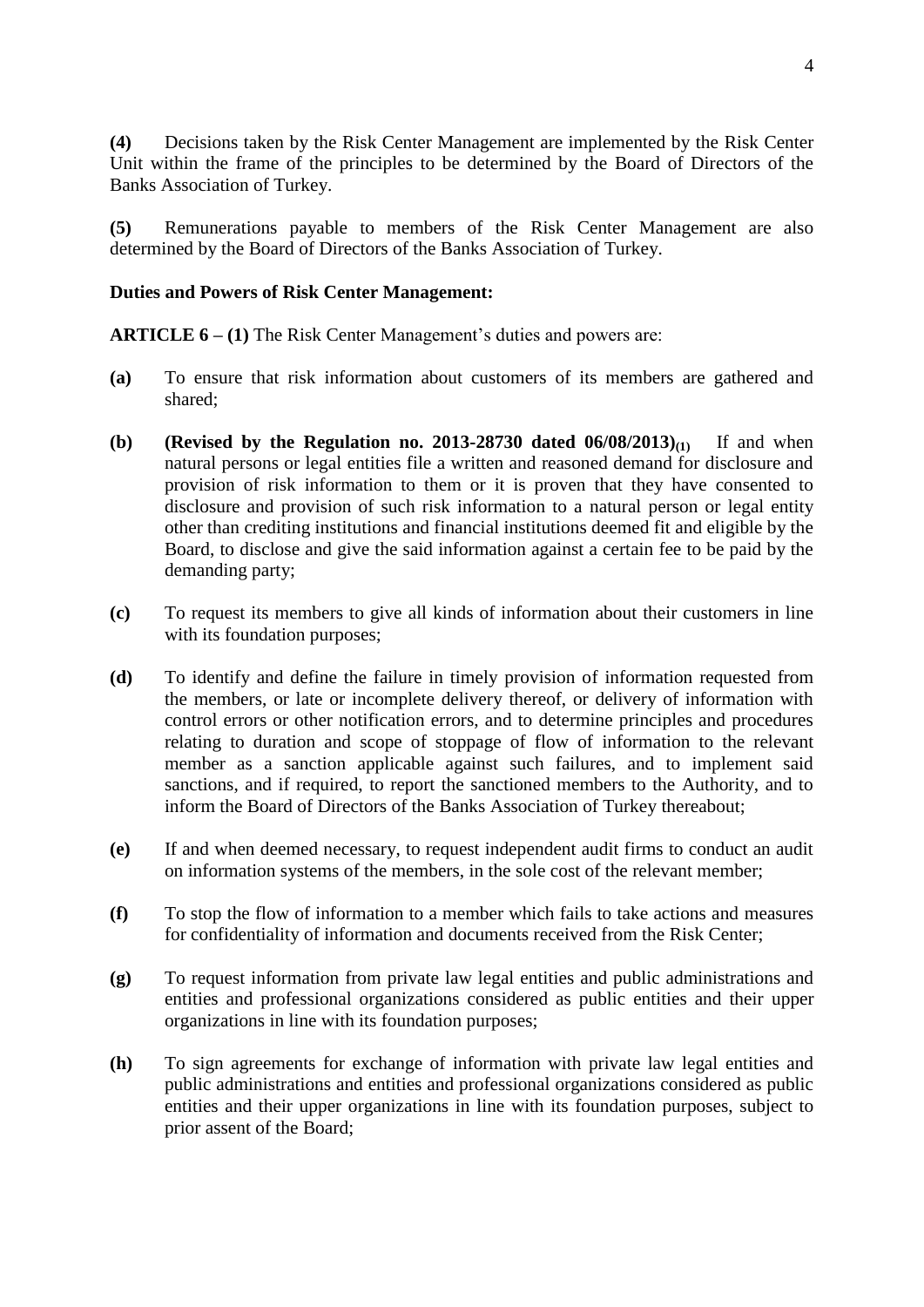**(4)** Decisions taken by the Risk Center Management are implemented by the Risk Center Unit within the frame of the principles to be determined by the Board of Directors of the Banks Association of Turkey.

**(5)** Remunerations payable to members of the Risk Center Management are also determined by the Board of Directors of the Banks Association of Turkey.

**Duties and Powers of Risk Center Management:**

**ARTICLE 6 – (1)** The Risk Center Management's duties and powers are:

**(a)** To ensure that risk information about customers of its members are gathered and shared;

**(b)** **(Revised by the Regulation no. 2013-28730 dated 06/08/2013)(1)** If and when natural persons or legal entities file a written and reasoned demand for disclosure and provision of risk information to them or it is proven that they have consented to disclosure and provision of such risk information to a natural person or legal entity other than crediting institutions and financial institutions deemed fit and eligible by the Board, to disclose and give the said information against a certain fee to be paid by the demanding party;

**(c)** To request its members to give all kinds of information about their customers in line with its foundation purposes;

**(d)** To identify and define the failure in timely provision of information requested from the members, or late or incomplete delivery thereof, or delivery of information with control errors or other notification errors, and to determine principles and procedures relating to duration and scope of stoppage of flow of information to the relevant member as a sanction applicable against such failures, and to implement said sanctions, and if required, to report the sanctioned members to the Authority, and to inform the Board of Directors of the Banks Association of Turkey thereabout;

**(e)** If and when deemed necessary, to request independent audit firms to conduct an audit on information systems of the members, in the sole cost of the relevant member;

**(f)** To stop the flow of information to a member which fails to take actions and measures for confidentiality of information and documents received from the Risk Center;

**(g)** To request information from private law legal entities and public administrations and entities and professional organizations considered as public entities and their upper organizations in line with its foundation purposes;

**(h)** To sign agreements for exchange of information with private law legal entities and public administrations and entities and professional organizations considered as public entities and their upper organizations in line with its foundation purposes, subject to prior assent of the Board;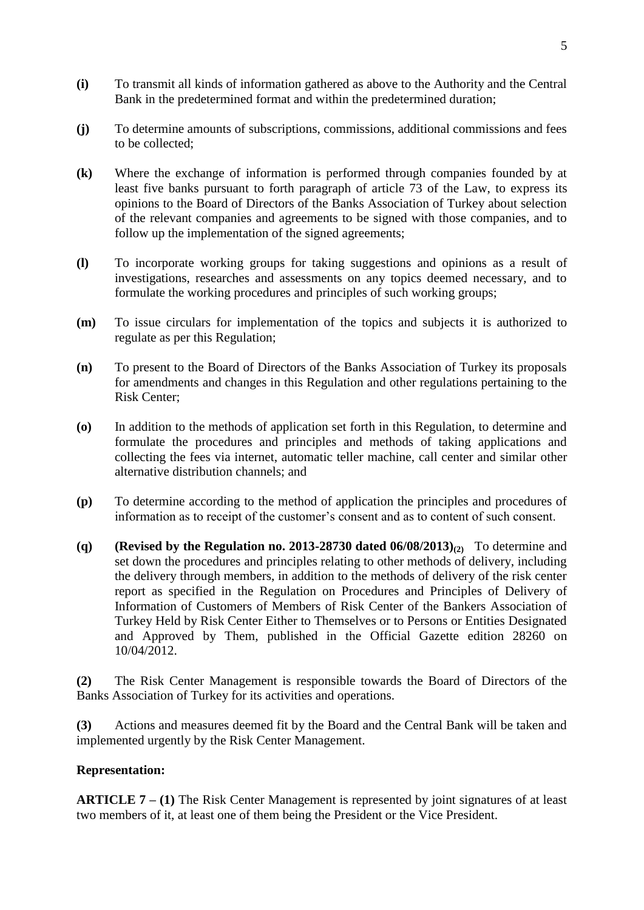**(i)** To transmit all kinds of information gathered as above to the Authority and the Central Bank in the predetermined format and within the predetermined duration;

**(j)** To determine amounts of subscriptions, commissions, additional commissions and fees to be collected;

**(k)** Where the exchange of information is performed through companies founded by at least five banks pursuant to forth paragraph of article 73 of the Law, to express its opinions to the Board of Directors of the Banks Association of Turkey about selection of the relevant companies and agreements to be signed with those companies, and to follow up the implementation of the signed agreements;

**(l)** To incorporate working groups for taking suggestions and opinions as a result of investigations, researches and assessments on any topics deemed necessary, and to formulate the working procedures and principles of such working groups;

**(m)** To issue circulars for implementation of the topics and subjects it is authorized to regulate as per this Regulation;

**(n)** To present to the Board of Directors of the Banks Association of Turkey its proposals for amendments and changes in this Regulation and other regulations pertaining to the Risk Center;

**(o)** In addition to the methods of application set forth in this Regulation, to determine and formulate the procedures and principles and methods of taking applications and collecting the fees via internet, automatic teller machine, call center and similar other alternative distribution channels; and

**(p)** To determine according to the method of application the principles and procedures of information as to receipt of the customer's consent and as to content of such consent.

**(q)** **(Revised by the Regulation no. 2013-28730 dated 06/08/2013)(2)** To determine and set down the procedures and principles relating to other methods of delivery, including the delivery through members, in addition to the methods of delivery of the risk center report as specified in the Regulation on Procedures and Principles of Delivery of Information of Customers of Members of Risk Center of the Bankers Association of Turkey Held by Risk Center Either to Themselves or to Persons or Entities Designated and Approved by Them, published in the Official Gazette edition 28260 on 10/04/2012.

**(2)** The Risk Center Management is responsible towards the Board of Directors of the Banks Association of Turkey for its activities and operations.

**(3)** Actions and measures deemed fit by the Board and the Central Bank will be taken and implemented urgently by the Risk Center Management.

**Representation:**

**ARTICLE 7 – (1)** The Risk Center Management is represented by joint signatures of at least two members of it, at least one of them being the President or the Vice President.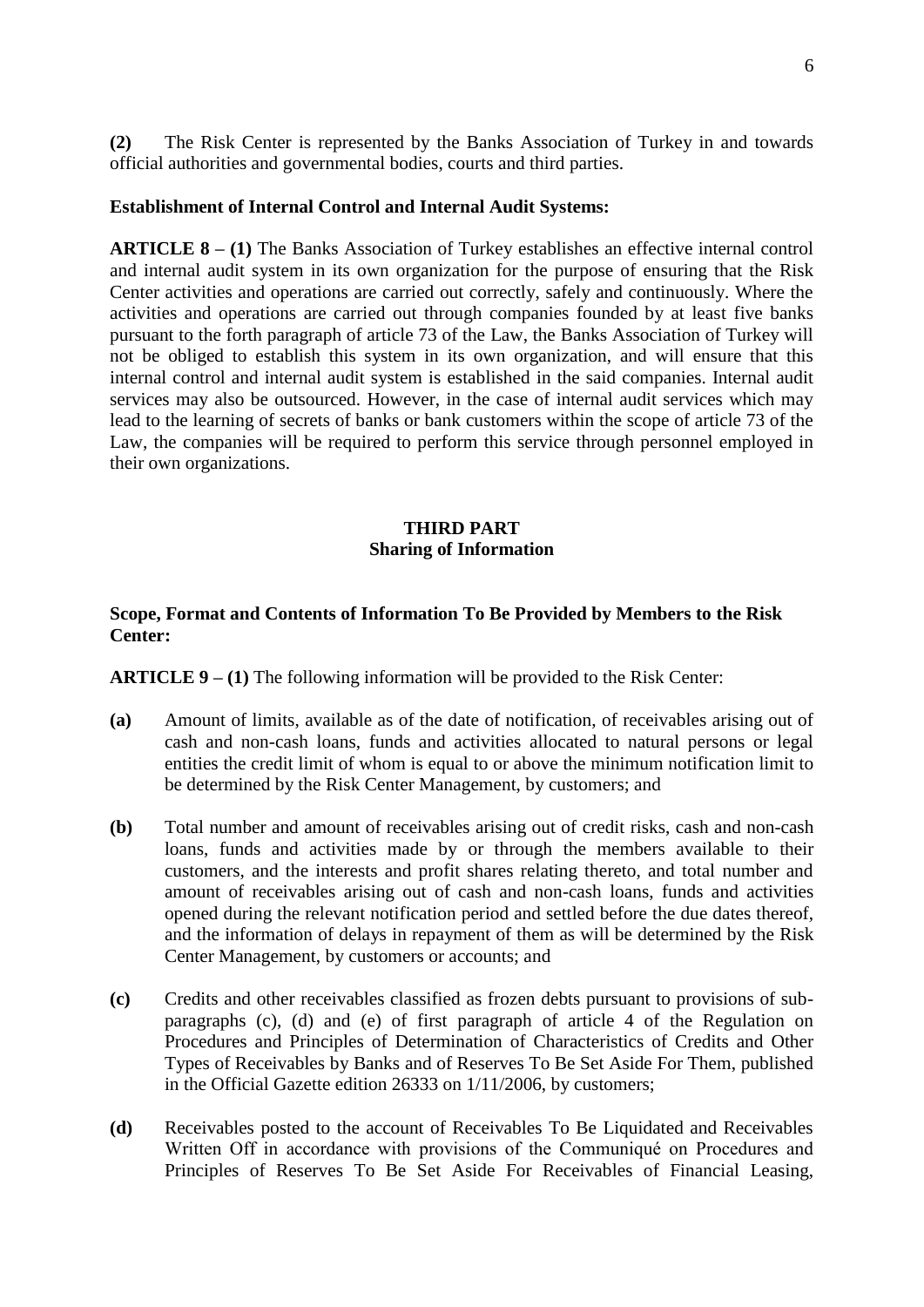**(2)** The Risk Center is represented by the Banks Association of Turkey in and towards official authorities and governmental bodies, courts and third parties.

**Establishment of Internal Control and Internal Audit Systems:**

**ARTICLE 8 – (1)** The Banks Association of Turkey establishes an effective internal control and internal audit system in its own organization for the purpose of ensuring that the Risk Center activities and operations are carried out correctly, safely and continuously. Where the activities and operations are carried out through companies founded by at least five banks pursuant to the forth paragraph of article 73 of the Law, the Banks Association of Turkey will not be obliged to establish this system in its own organization, and will ensure that this internal control and internal audit system is established in the said companies. Internal audit services may also be outsourced. However, in the case of internal audit services which may lead to the learning of secrets of banks or bank customers within the scope of article 73 of the Law, the companies will be required to perform this service through personnel employed in their own organizations.

## THIRD PART
## Sharing of Information

**Scope, Format and Contents of Information To Be Provided by Members to the Risk Center:**

**ARTICLE 9 – (1)** The following information will be provided to the Risk Center:

**(a)** Amount of limits, available as of the date of notification, of receivables arising out of cash and non-cash loans, funds and activities allocated to natural persons or legal entities the credit limit of whom is equal to or above the minimum notification limit to be determined by the Risk Center Management, by customers; and

**(b)** Total number and amount of receivables arising out of credit risks, cash and non-cash loans, funds and activities made by or through the members available to their customers, and the interests and profit shares relating thereto, and total number and amount of receivables arising out of cash and non-cash loans, funds and activities opened during the relevant notification period and settled before the due dates thereof, and the information of delays in repayment of them as will be determined by the Risk Center Management, by customers or accounts; and

**(c)** Credits and other receivables classified as frozen debts pursuant to provisions of sub-paragraphs (c), (d) and (e) of first paragraph of article 4 of the Regulation on Procedures and Principles of Determination of Characteristics of Credits and Other Types of Receivables by Banks and of Reserves To Be Set Aside For Them, published in the Official Gazette edition 26333 on 1/11/2006, by customers;

**(d)** Receivables posted to the account of Receivables To Be Liquidated and Receivables Written Off in accordance with provisions of the Communiqué on Procedures and Principles of Reserves To Be Set Aside For Receivables of Financial Leasing,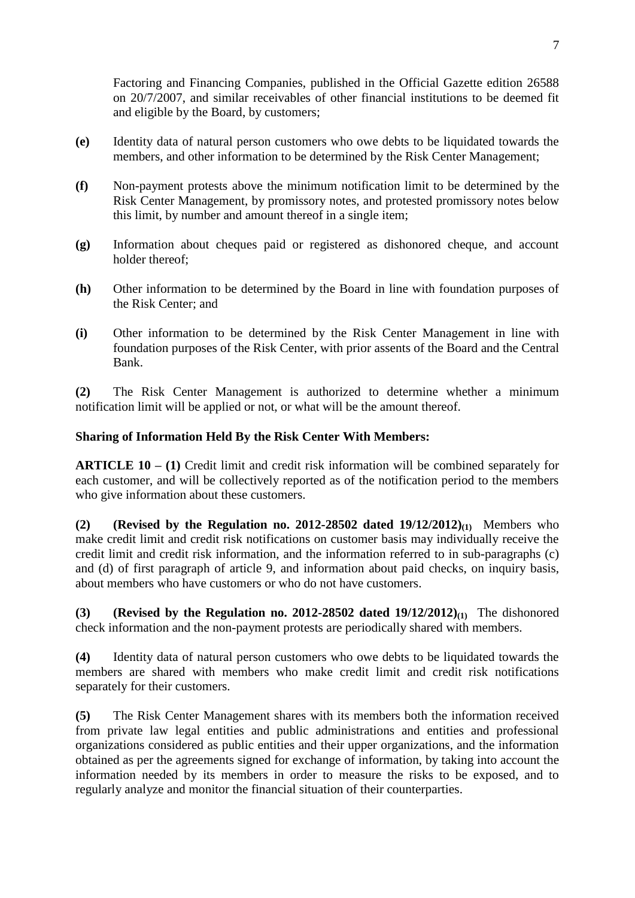Factoring and Financing Companies, published in the Official Gazette edition 26588 on 20/7/2007, and similar receivables of other financial institutions to be deemed fit and eligible by the Board, by customers;

**(e)** Identity data of natural person customers who owe debts to be liquidated towards the members, and other information to be determined by the Risk Center Management;

**(f)** Non-payment protests above the minimum notification limit to be determined by the Risk Center Management, by promissory notes, and protested promissory notes below this limit, by number and amount thereof in a single item;

**(g)** Information about cheques paid or registered as dishonored cheque, and account holder thereof;

**(h)** Other information to be determined by the Board in line with foundation purposes of the Risk Center; and

**(i)** Other information to be determined by the Risk Center Management in line with foundation purposes of the Risk Center, with prior assents of the Board and the Central Bank.

**(2)** The Risk Center Management is authorized to determine whether a minimum notification limit will be applied or not, or what will be the amount thereof.

**Sharing of Information Held By the Risk Center With Members:**

**ARTICLE 10 – (1)** Credit limit and credit risk information will be combined separately for each customer, and will be collectively reported as of the notification period to the members who give information about these customers.

**(2) (Revised by the Regulation no. 2012-28502 dated 19/12/2012)(1)** Members who make credit limit and credit risk notifications on customer basis may individually receive the credit limit and credit risk information, and the information referred to in sub-paragraphs (c) and (d) of first paragraph of article 9, and information about paid checks, on inquiry basis, about members who have customers or who do not have customers.

**(3) (Revised by the Regulation no. 2012-28502 dated 19/12/2012)(1)** The dishonored check information and the non-payment protests are periodically shared with members.

**(4)** Identity data of natural person customers who owe debts to be liquidated towards the members are shared with members who make credit limit and credit risk notifications separately for their customers.

**(5)** The Risk Center Management shares with its members both the information received from private law legal entities and public administrations and entities and professional organizations considered as public entities and their upper organizations, and the information obtained as per the agreements signed for exchange of information, by taking into account the information needed by its members in order to measure the risks to be exposed, and to regularly analyze and monitor the financial situation of their counterparties.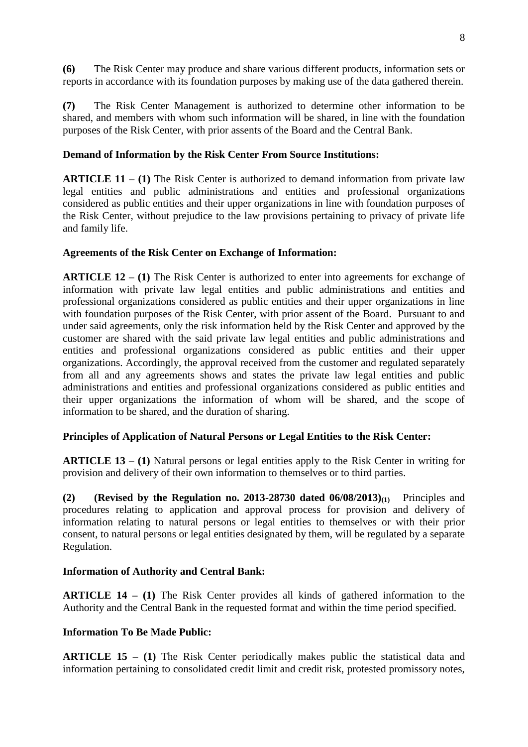**(6)** The Risk Center may produce and share various different products, information sets or reports in accordance with its foundation purposes by making use of the data gathered therein.

**(7)** The Risk Center Management is authorized to determine other information to be shared, and members with whom such information will be shared, in line with the foundation purposes of the Risk Center, with prior assents of the Board and the Central Bank.

**Demand of Information by the Risk Center From Source Institutions:**

**ARTICLE 11 – (1)** The Risk Center is authorized to demand information from private law legal entities and public administrations and entities and professional organizations considered as public entities and their upper organizations in line with foundation purposes of the Risk Center, without prejudice to the law provisions pertaining to privacy of private life and family life.

**Agreements of the Risk Center on Exchange of Information:**

**ARTICLE 12 – (1)** The Risk Center is authorized to enter into agreements for exchange of information with private law legal entities and public administrations and entities and professional organizations considered as public entities and their upper organizations in line with foundation purposes of the Risk Center, with prior assent of the Board. Pursuant to and under said agreements, only the risk information held by the Risk Center and approved by the customer are shared with the said private law legal entities and public administrations and entities and professional organizations considered as public entities and their upper organizations. Accordingly, the approval received from the customer and regulated separately from all and any agreements shows and states the private law legal entities and public administrations and entities and professional organizations considered as public entities and their upper organizations the information of whom will be shared, and the scope of information to be shared, and the duration of sharing.

**Principles of Application of Natural Persons or Legal Entities to the Risk Center:**

**ARTICLE 13 – (1)** Natural persons or legal entities apply to the Risk Center in writing for provision and delivery of their own information to themselves or to third parties.

**(2) (Revised by the Regulation no. 2013-28730 dated 06/08/2013)(1)** Principles and procedures relating to application and approval process for provision and delivery of information relating to natural persons or legal entities to themselves or with their prior consent, to natural persons or legal entities designated by them, will be regulated by a separate Regulation.

**Information of Authority and Central Bank:**

**ARTICLE 14 – (1)** The Risk Center provides all kinds of gathered information to the Authority and the Central Bank in the requested format and within the time period specified.

**Information To Be Made Public:**

**ARTICLE 15 – (1)** The Risk Center periodically makes public the statistical data and information pertaining to consolidated credit limit and credit risk, protested promissory notes,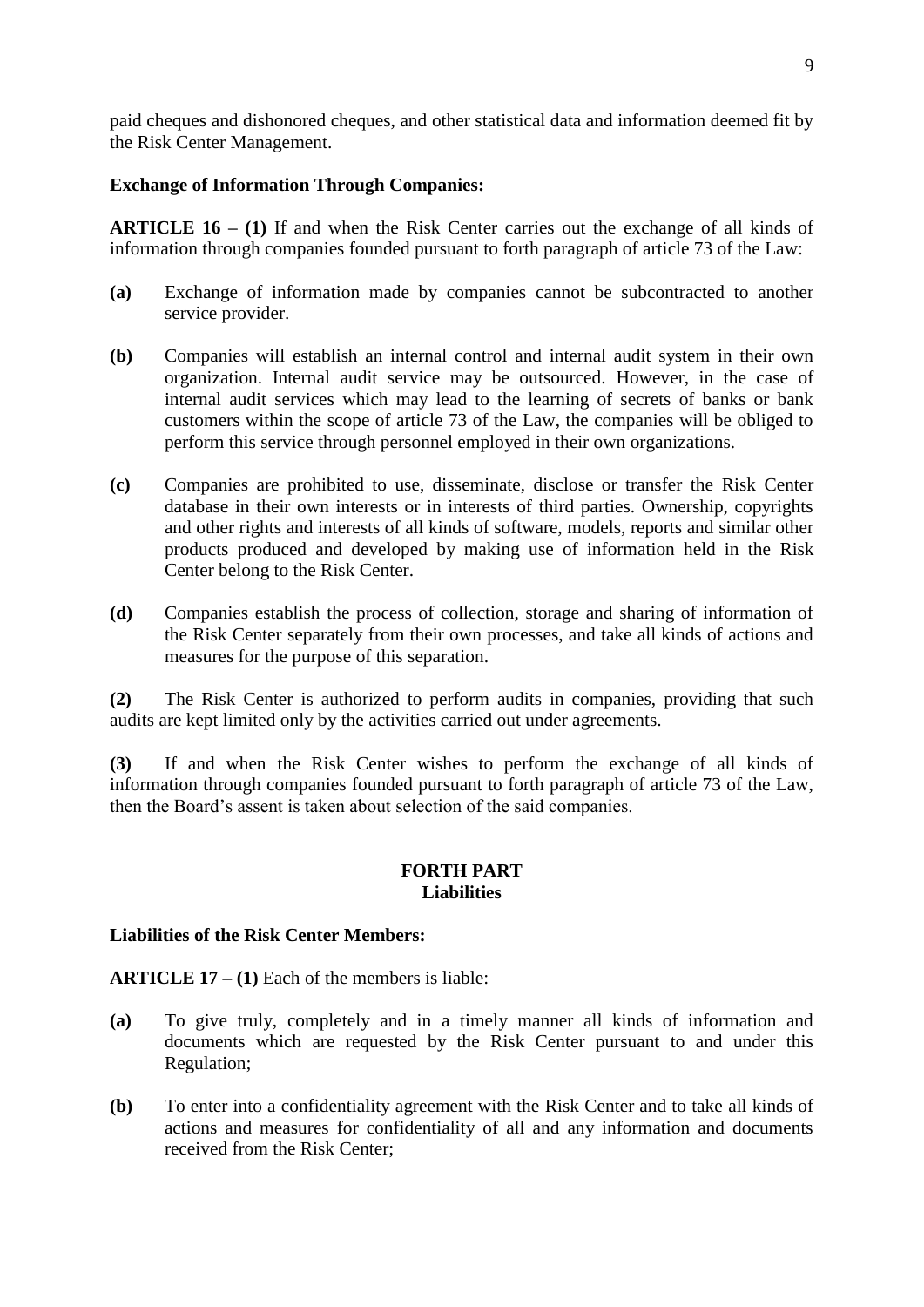paid cheques and dishonored cheques, and other statistical data and information deemed fit by the Risk Center Management.

**Exchange of Information Through Companies:**

**ARTICLE 16 – (1)** If and when the Risk Center carries out the exchange of all kinds of information through companies founded pursuant to forth paragraph of article 73 of the Law:

**(a)** Exchange of information made by companies cannot be subcontracted to another service provider.

**(b)** Companies will establish an internal control and internal audit system in their own organization. Internal audit service may be outsourced. However, in the case of internal audit services which may lead to the learning of secrets of banks or bank customers within the scope of article 73 of the Law, the companies will be obliged to perform this service through personnel employed in their own organizations.

**(c)** Companies are prohibited to use, disseminate, disclose or transfer the Risk Center database in their own interests or in interests of third parties. Ownership, copyrights and other rights and interests of all kinds of software, models, reports and similar other products produced and developed by making use of information held in the Risk Center belong to the Risk Center.

**(d)** Companies establish the process of collection, storage and sharing of information of the Risk Center separately from their own processes, and take all kinds of actions and measures for the purpose of this separation.

**(2)** The Risk Center is authorized to perform audits in companies, providing that such audits are kept limited only by the activities carried out under agreements.

**(3)** If and when the Risk Center wishes to perform the exchange of all kinds of information through companies founded pursuant to forth paragraph of article 73 of the Law, then the Board's assent is taken about selection of the said companies.

## FORTH PART
## Liabilities

**Liabilities of the Risk Center Members:**

**ARTICLE 17 – (1)** Each of the members is liable:

**(a)** To give truly, completely and in a timely manner all kinds of information and documents which are requested by the Risk Center pursuant to and under this Regulation;

**(b)** To enter into a confidentiality agreement with the Risk Center and to take all kinds of actions and measures for confidentiality of all and any information and documents received from the Risk Center;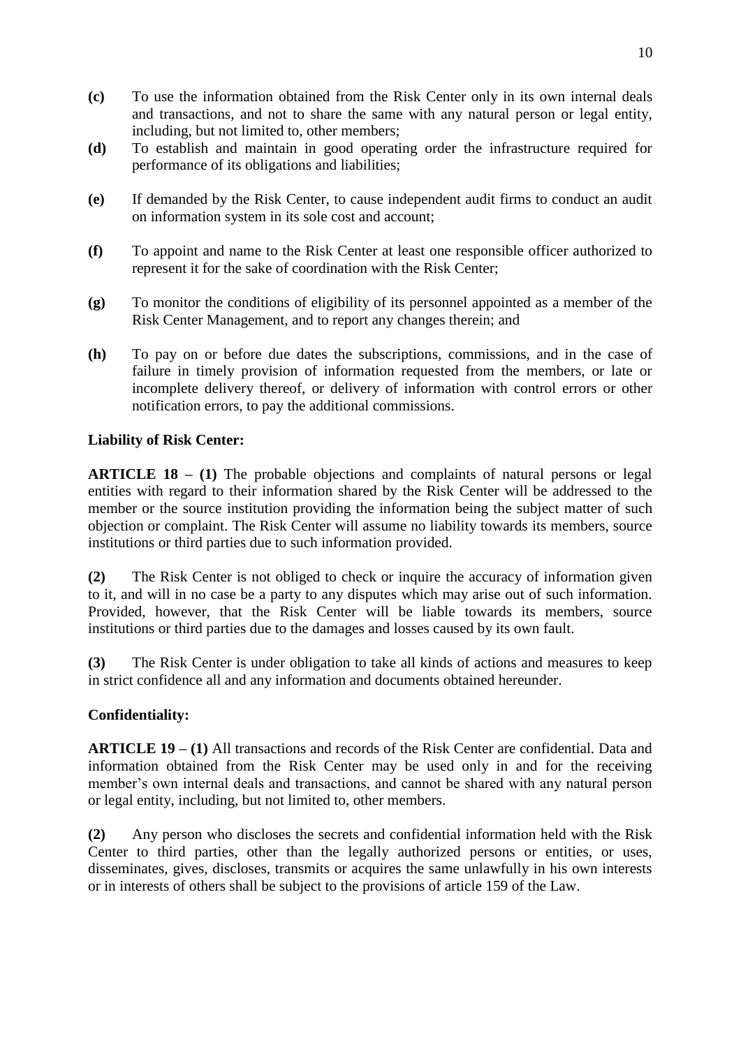**(c)** To use the information obtained from the Risk Center only in its own internal deals and transactions, and not to share the same with any natural person or legal entity, including, but not limited to, other members;

**(d)** To establish and maintain in good operating order the infrastructure required for performance of its obligations and liabilities;

**(e)** If demanded by the Risk Center, to cause independent audit firms to conduct an audit on information system in its sole cost and account;

**(f)** To appoint and name to the Risk Center at least one responsible officer authorized to represent it for the sake of coordination with the Risk Center;

**(g)** To monitor the conditions of eligibility of its personnel appointed as a member of the Risk Center Management, and to report any changes therein; and

**(h)** To pay on or before due dates the subscriptions, commissions, and in the case of failure in timely provision of information requested from the members, or late or incomplete delivery thereof, or delivery of information with control errors or other notification errors, to pay the additional commissions.

**Liability of Risk Center:**

**ARTICLE 18 – (1)** The probable objections and complaints of natural persons or legal entities with regard to their information shared by the Risk Center will be addressed to the member or the source institution providing the information being the subject matter of such objection or complaint. The Risk Center will assume no liability towards its members, source institutions or third parties due to such information provided.

**(2)** The Risk Center is not obliged to check or inquire the accuracy of information given to it, and will in no case be a party to any disputes which may arise out of such information. Provided, however, that the Risk Center will be liable towards its members, source institutions or third parties due to the damages and losses caused by its own fault.

**(3)** The Risk Center is under obligation to take all kinds of actions and measures to keep in strict confidence all and any information and documents obtained hereunder.

**Confidentiality:**

**ARTICLE 19 – (1)** All transactions and records of the Risk Center are confidential. Data and information obtained from the Risk Center may be used only in and for the receiving member's own internal deals and transactions, and cannot be shared with any natural person or legal entity, including, but not limited to, other members.

**(2)** Any person who discloses the secrets and confidential information held with the Risk Center to third parties, other than the legally authorized persons or entities, or uses, disseminates, gives, discloses, transmits or acquires the same unlawfully in his own interests or in interests of others shall be subject to the provisions of article 159 of the Law.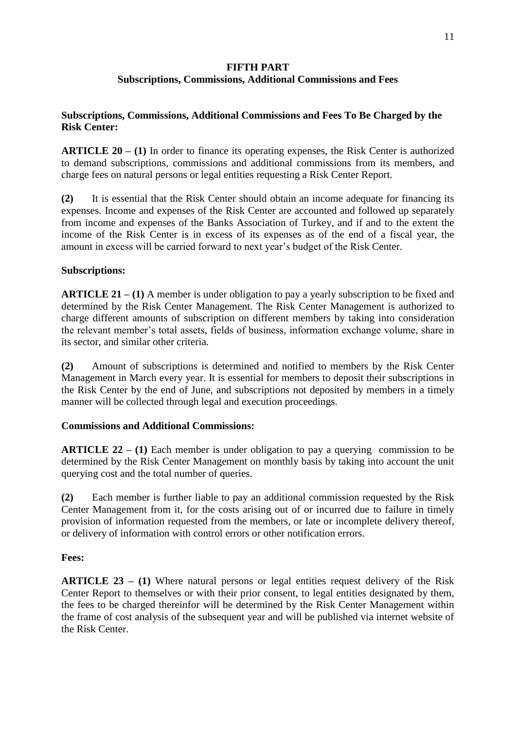## FIFTH PART
## Subscriptions, Commissions, Additional Commissions and Fees

### Subscriptions, Commissions, Additional Commissions and Fees To Be Charged by the Risk Center:

**ARTICLE 20 – (1)** In order to finance its operating expenses, the Risk Center is authorized to demand subscriptions, commissions and additional commissions from its members, and charge fees on natural persons or legal entities requesting a Risk Center Report.

**(2)** It is essential that the Risk Center should obtain an income adequate for financing its expenses. Income and expenses of the Risk Center are accounted and followed up separately from income and expenses of the Banks Association of Turkey, and if and to the extent the income of the Risk Center is in excess of its expenses as of the end of a fiscal year, the amount in excess will be carried forward to next year's budget of the Risk Center.

### Subscriptions:

**ARTICLE 21 – (1)** A member is under obligation to pay a yearly subscription to be fixed and determined by the Risk Center Management. The Risk Center Management is authorized to charge different amounts of subscription on different members by taking into consideration the relevant member's total assets, fields of business, information exchange volume, share in its sector, and similar other criteria.

**(2)** Amount of subscriptions is determined and notified to members by the Risk Center Management in March every year. It is essential for members to deposit their subscriptions in the Risk Center by the end of June, and subscriptions not deposited by members in a timely manner will be collected through legal and execution proceedings.

### Commissions and Additional Commissions:

**ARTICLE 22 – (1)** Each member is under obligation to pay a querying commission to be determined by the Risk Center Management on monthly basis by taking into account the unit querying cost and the total number of queries.

**(2)** Each member is further liable to pay an additional commission requested by the Risk Center Management from it, for the costs arising out of or incurred due to failure in timely provision of information requested from the members, or late or incomplete delivery thereof, or delivery of information with control errors or other notification errors.

### Fees:

**ARTICLE 23 – (1)** Where natural persons or legal entities request delivery of the Risk Center Report to themselves or with their prior consent, to legal entities designated by them, the fees to be charged thereinfor will be determined by the Risk Center Management within the frame of cost analysis of the subsequent year and will be published via internet website of the Risk Center.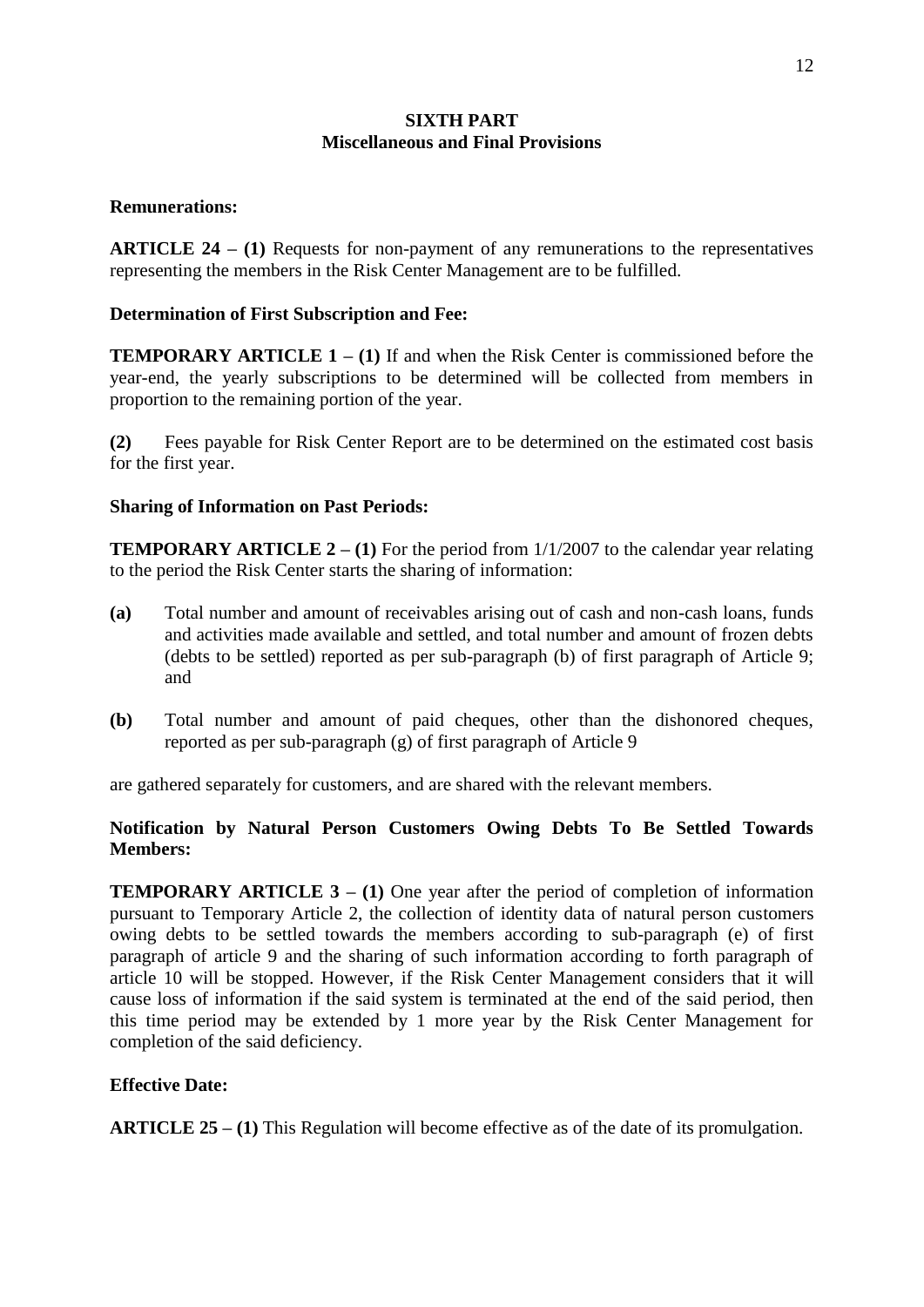## SIXTH PART
## Miscellaneous and Final Provisions

**Remunerations:**

**ARTICLE 24 – (1)** Requests for non-payment of any remunerations to the representatives representing the members in the Risk Center Management are to be fulfilled.

**Determination of First Subscription and Fee:**

**TEMPORARY ARTICLE 1 – (1)** If and when the Risk Center is commissioned before the year-end, the yearly subscriptions to be determined will be collected from members in proportion to the remaining portion of the year.

**(2)** Fees payable for Risk Center Report are to be determined on the estimated cost basis for the first year.

**Sharing of Information on Past Periods:**

**TEMPORARY ARTICLE 2 – (1)** For the period from 1/1/2007 to the calendar year relating to the period the Risk Center starts the sharing of information:

**(a)** Total number and amount of receivables arising out of cash and non-cash loans, funds and activities made available and settled, and total number and amount of frozen debts (debts to be settled) reported as per sub-paragraph (b) of first paragraph of Article 9; and

**(b)** Total number and amount of paid cheques, other than the dishonored cheques, reported as per sub-paragraph (g) of first paragraph of Article 9

are gathered separately for customers, and are shared with the relevant members.

**Notification by Natural Person Customers Owing Debts To Be Settled Towards Members:**

**TEMPORARY ARTICLE 3 – (1)** One year after the period of completion of information pursuant to Temporary Article 2, the collection of identity data of natural person customers owing debts to be settled towards the members according to sub-paragraph (e) of first paragraph of article 9 and the sharing of such information according to forth paragraph of article 10 will be stopped. However, if the Risk Center Management considers that it will cause loss of information if the said system is terminated at the end of the said period, then this time period may be extended by 1 more year by the Risk Center Management for completion of the said deficiency.

**Effective Date:**

**ARTICLE 25 – (1)** This Regulation will become effective as of the date of its promulgation.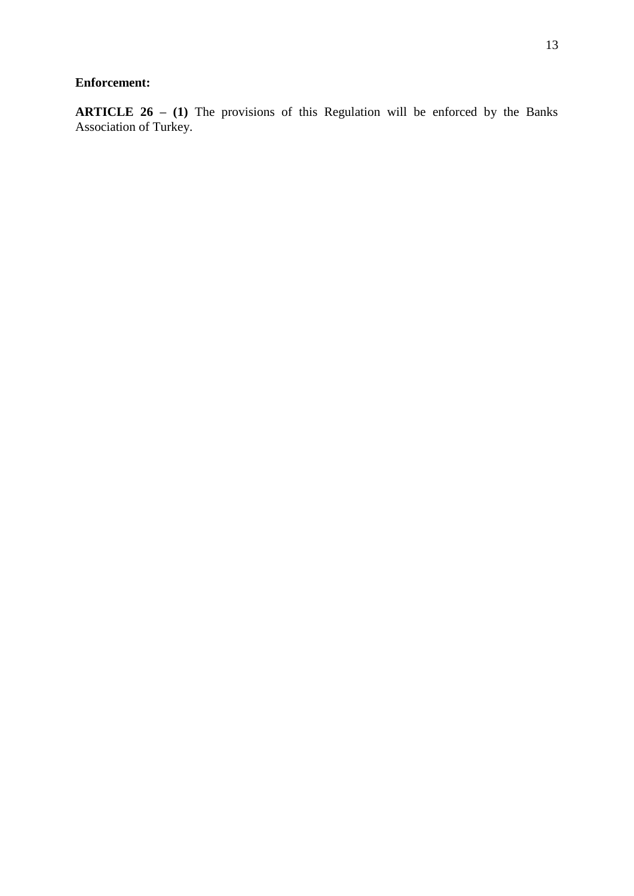**Enforcement:**

**ARTICLE 26 – (1)** The provisions of this Regulation will be enforced by the Banks Association of Turkey.